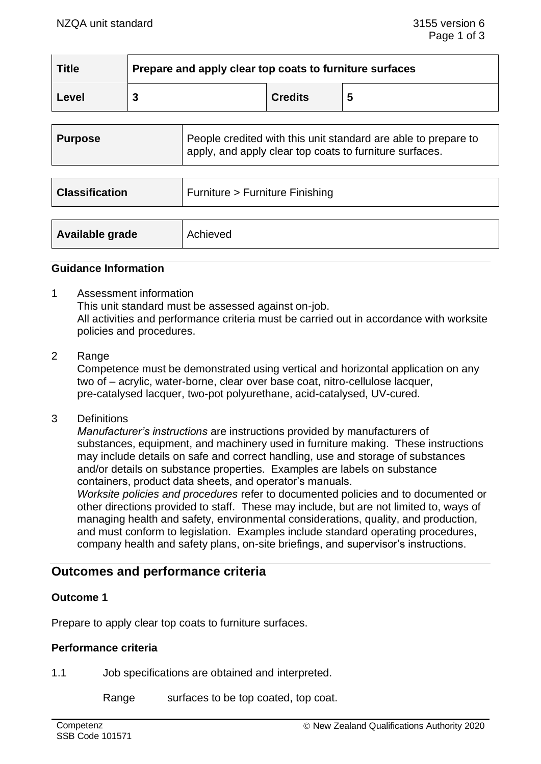| Title | Prepare and apply clear top coats to furniture surfaces | | |
|---|---|---|---|
| Level | 3 | Credits | 5 |

| Purpose | People credited with this unit standard are able to prepare to apply, and apply clear top coats to furniture surfaces. |
|---|---|

| Classification | Furniture > Furniture Finishing |
|---|---|

| Available grade | Achieved |
|---|---|

### Guidance Information

1 Assessment information
This unit standard must be assessed against on-job.
All activities and performance criteria must be carried out in accordance with worksite policies and procedures.

2 Range
Competence must be demonstrated using vertical and horizontal application on any two of – acrylic, water-borne, clear over base coat, nitro-cellulose lacquer, pre-catalysed lacquer, two-pot polyurethane, acid-catalysed, UV-cured.

3 Definitions
*Manufacturer's instructions* are instructions provided by manufacturers of substances, equipment, and machinery used in furniture making. These instructions may include details on safe and correct handling, use and storage of substances and/or details on substance properties. Examples are labels on substance containers, product data sheets, and operator's manuals.
*Worksite policies and procedures* refer to documented policies and to documented or other directions provided to staff. These may include, but are not limited to, ways of managing health and safety, environmental considerations, quality, and production, and must conform to legislation. Examples include standard operating procedures, company health and safety plans, on-site briefings, and supervisor's instructions.

## Outcomes and performance criteria

### Outcome 1

Prepare to apply clear top coats to furniture surfaces.

### Performance criteria

1.1 Job specifications are obtained and interpreted.

Range surfaces to be top coated, top coat.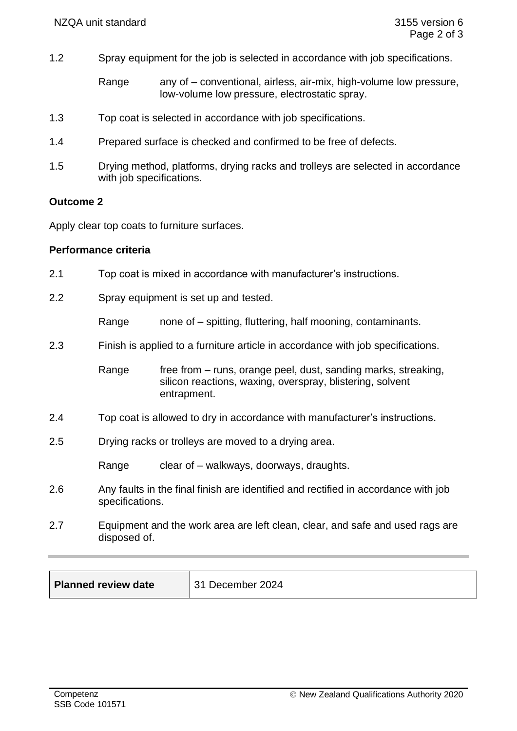1.2 Spray equipment for the job is selected in accordance with job specifications.

Range any of – conventional, airless, air-mix, high-volume low pressure, low-volume low pressure, electrostatic spray.

1.3 Top coat is selected in accordance with job specifications.

1.4 Prepared surface is checked and confirmed to be free of defects.

1.5 Drying method, platforms, drying racks and trolleys are selected in accordance with job specifications.

**Outcome 2**

Apply clear top coats to furniture surfaces.

**Performance criteria**

2.1 Top coat is mixed in accordance with manufacturer's instructions.

2.2 Spray equipment is set up and tested.

Range none of – spitting, fluttering, half mooning, contaminants.

2.3 Finish is applied to a furniture article in accordance with job specifications.

Range free from – runs, orange peel, dust, sanding marks, streaking, silicon reactions, waxing, overspray, blistering, solvent entrapment.

2.4 Top coat is allowed to dry in accordance with manufacturer's instructions.

2.5 Drying racks or trolleys are moved to a drying area.

Range clear of – walkways, doorways, draughts.

2.6 Any faults in the final finish are identified and rectified in accordance with job specifications.

2.7 Equipment and the work area are left clean, clear, and safe and used rags are disposed of.

| **Planned review date** | 31 December 2024 |
|---|---|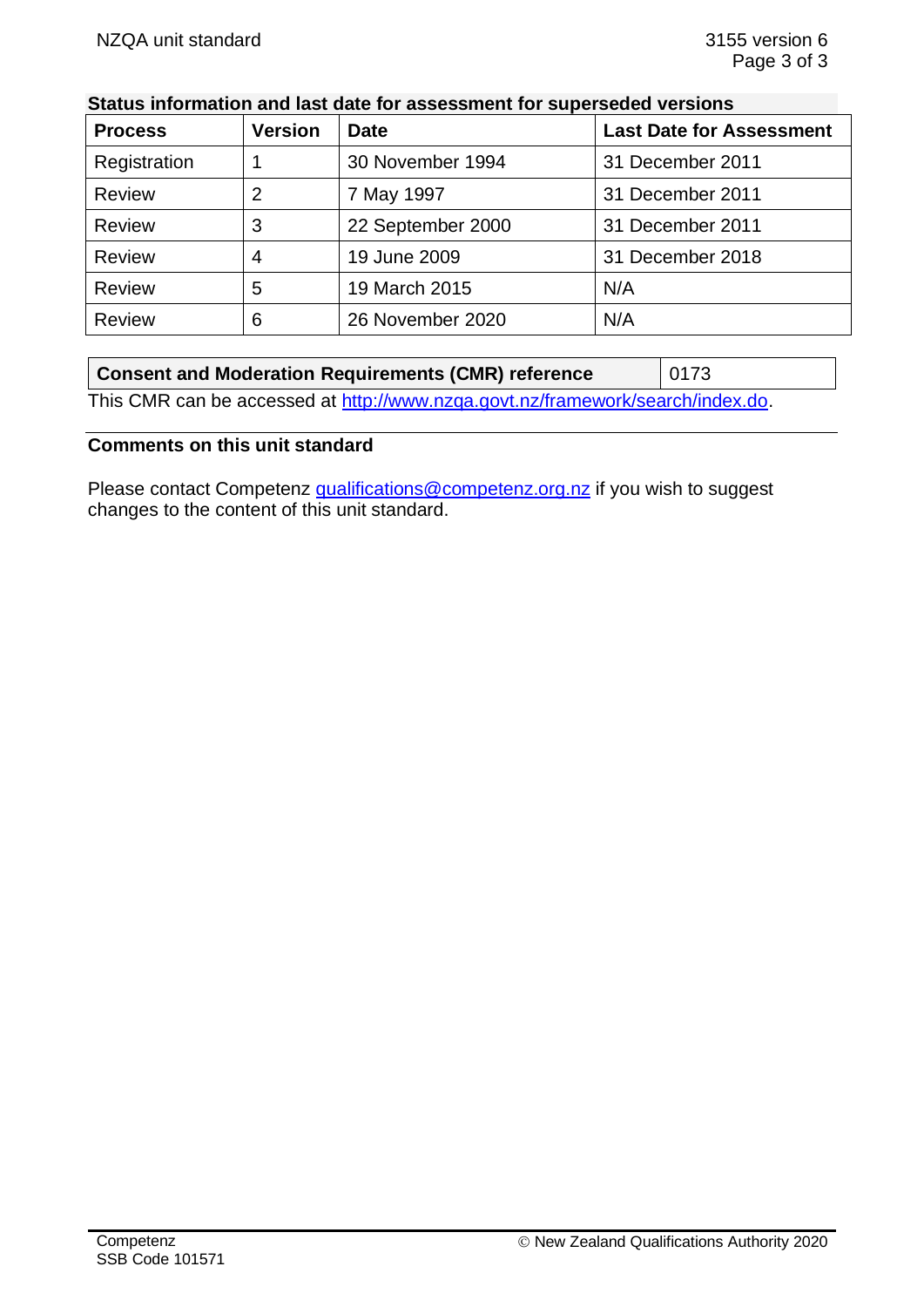**Status information and last date for assessment for superseded versions**

| Process | Version | Date | Last Date for Assessment |
|---|---|---|---|
| Registration | 1 | 30 November 1994 | 31 December 2011 |
| Review | 2 | 7 May 1997 | 31 December 2011 |
| Review | 3 | 22 September 2000 | 31 December 2011 |
| Review | 4 | 19 June 2009 | 31 December 2018 |
| Review | 5 | 19 March 2015 | N/A |
| Review | 6 | 26 November 2020 | N/A |

| Consent and Moderation Requirements (CMR) reference | 0173 |
|---|---|

This CMR can be accessed at http://www.nzqa.govt.nz/framework/search/index.do.

## Comments on this unit standard

Please contact Competenz qualifications@competenz.org.nz if you wish to suggest changes to the content of this unit standard.